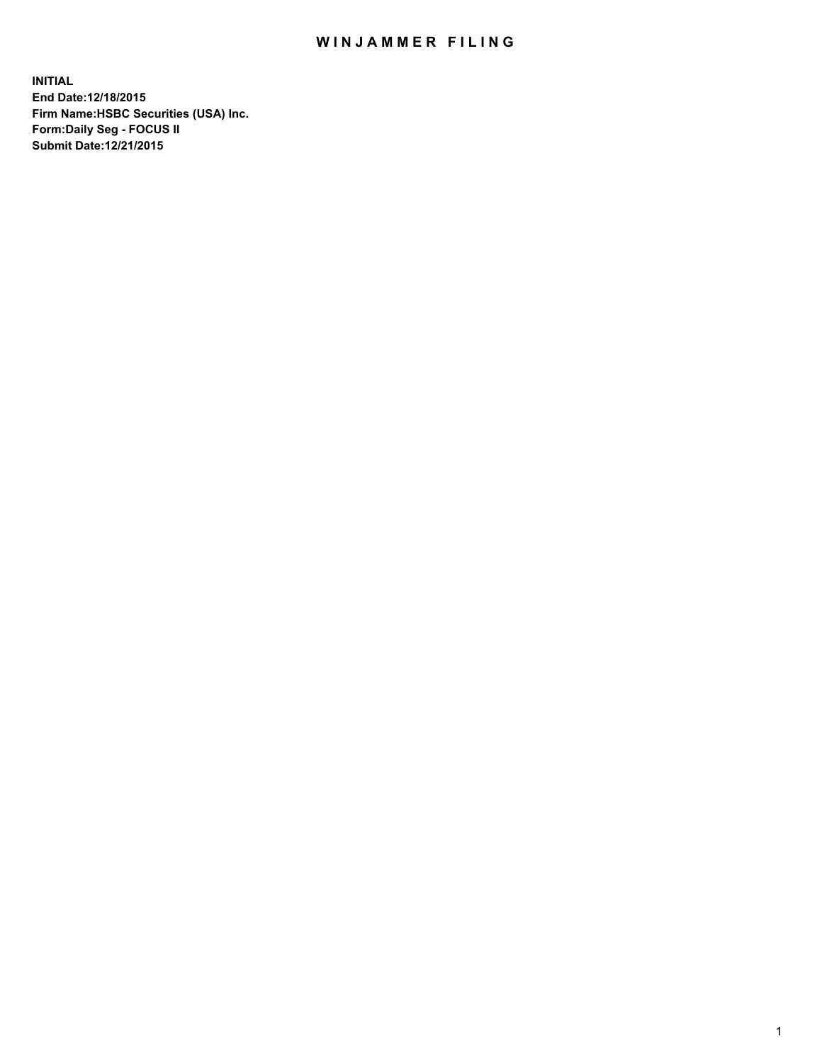# WINJAMMER FILING

**INITIAL**
**End Date:12/18/2015**
**Firm Name:HSBC Securities (USA) Inc.**
**Form:Daily Seg - FOCUS II**
**Submit Date:12/21/2015**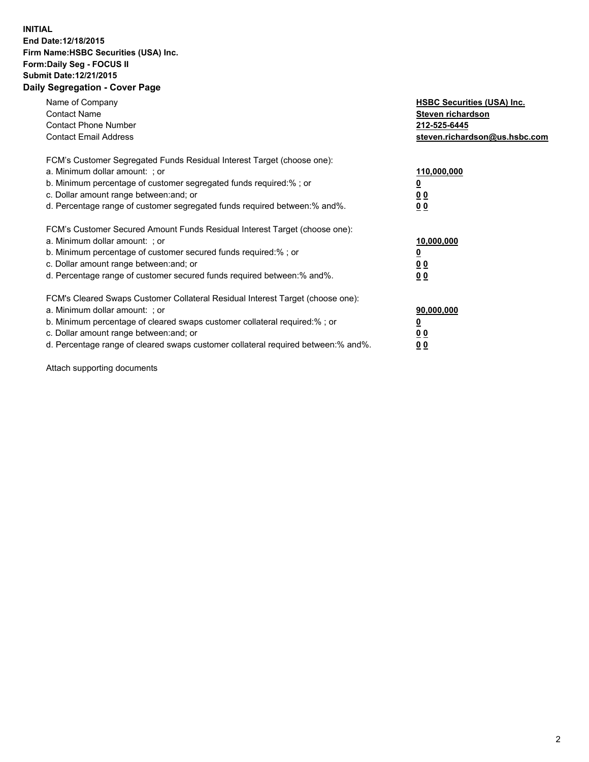**INITIAL**
**End Date:12/18/2015**
**Firm Name:HSBC Securities (USA) Inc.**
**Form:Daily Seg - FOCUS II**
**Submit Date:12/21/2015**

## Daily Segregation - Cover Page

| | |
|---|---|
| Name of Company | **HSBC Securities (USA) Inc.** |
| Contact Name | **Steven richardson** |
| Contact Phone Number | **212-525-6445** |
| Contact Email Address | **steven.richardson@us.hsbc.com** |

FCM's Customer Segregated Funds Residual Interest Target (choose one):

| | |
|---|---|
| a. Minimum dollar amount: ; or | **110,000,000** |
| b. Minimum percentage of customer segregated funds required:% ; or | **0** |
| c. Dollar amount range between:and; or | **0 0** |
| d. Percentage range of customer segregated funds required between:% and%. | **0 0** |

FCM's Customer Secured Amount Funds Residual Interest Target (choose one):

| | |
|---|---|
| a. Minimum dollar amount: ; or | **10,000,000** |
| b. Minimum percentage of customer secured funds required:% ; or | **0** |
| c. Dollar amount range between:and; or | **0 0** |
| d. Percentage range of customer secured funds required between:% and%. | **0 0** |

FCM's Cleared Swaps Customer Collateral Residual Interest Target (choose one):

| | |
|---|---|
| a. Minimum dollar amount: ; or | **90,000,000** |
| b. Minimum percentage of cleared swaps customer collateral required:% ; or | **0** |
| c. Dollar amount range between:and; or | **0 0** |
| d. Percentage range of cleared swaps customer collateral required between:% and%. | **0 0** |

Attach supporting documents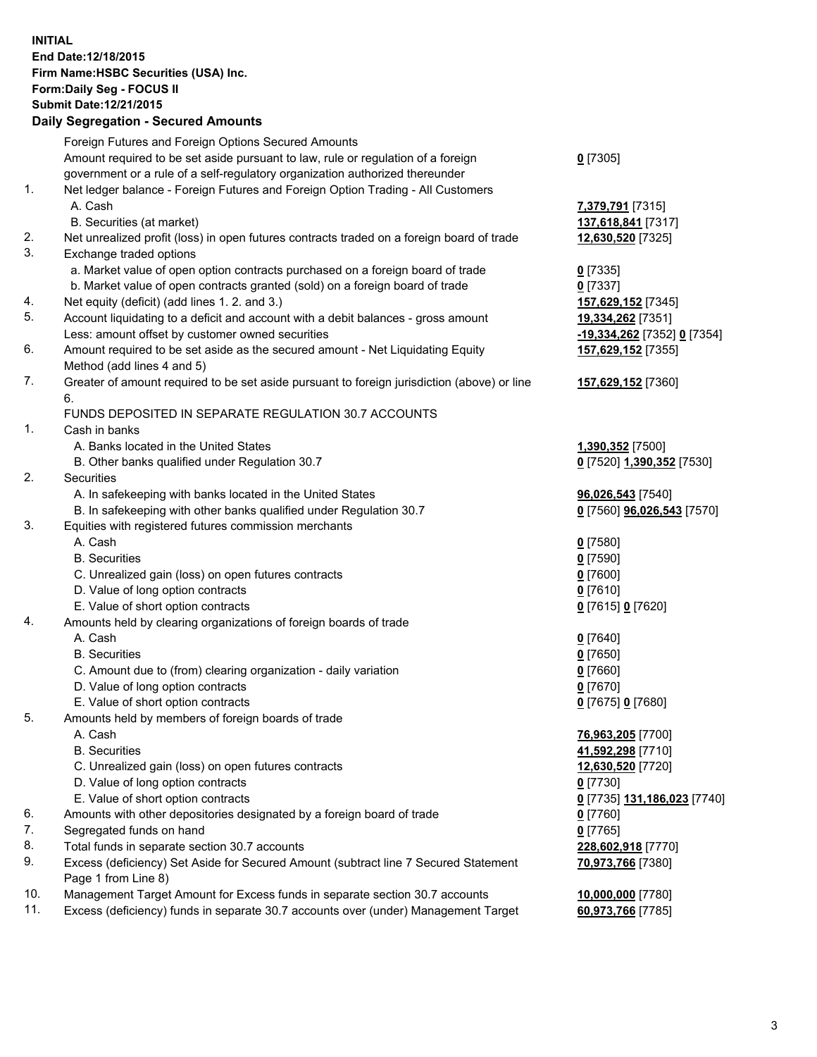**INITIAL**
**End Date:12/18/2015**
**Firm Name:HSBC Securities (USA) Inc.**
**Form:Daily Seg - FOCUS II**
**Submit Date:12/21/2015**

## Daily Segregation - Secured Amounts

| | | |
|---|---|---|
| | Foreign Futures and Foreign Options Secured Amounts | |
| | Amount required to be set aside pursuant to law, rule or regulation of a foreign government or a rule of a self-regulatory organization authorized thereunder | **0** [7305] |
| 1. | Net ledger balance - Foreign Futures and Foreign Option Trading - All Customers | |
| | A. Cash | **7,379,791** [7315] |
| | B. Securities (at market) | **137,618,841** [7317] |
| 2. | Net unrealized profit (loss) in open futures contracts traded on a foreign board of trade | **12,630,520** [7325] |
| 3. | Exchange traded options | |
| | a. Market value of open option contracts purchased on a foreign board of trade | **0** [7335] |
| | b. Market value of open contracts granted (sold) on a foreign board of trade | **0** [7337] |
| 4. | Net equity (deficit) (add lines 1. 2. and 3.) | **157,629,152** [7345] |
| 5. | Account liquidating to a deficit and account with a debit balances - gross amount | **19,334,262** [7351] |
| | Less: amount offset by customer owned securities | **-19,334,262** [7352] **0** [7354] |
| 6. | Amount required to be set aside as the secured amount - Net Liquidating Equity Method (add lines 4 and 5) | **157,629,152** [7355] |
| 7. | Greater of amount required to be set aside pursuant to foreign jurisdiction (above) or line 6. | **157,629,152** [7360] |
| | FUNDS DEPOSITED IN SEPARATE REGULATION 30.7 ACCOUNTS | |
| 1. | Cash in banks | |
| | A. Banks located in the United States | **1,390,352** [7500] |
| | B. Other banks qualified under Regulation 30.7 | **0** [7520] **1,390,352** [7530] |
| 2. | Securities | |
| | A. In safekeeping with banks located in the United States | **96,026,543** [7540] |
| | B. In safekeeping with other banks qualified under Regulation 30.7 | **0** [7560] **96,026,543** [7570] |
| 3. | Equities with registered futures commission merchants | |
| | A. Cash | **0** [7580] |
| | B. Securities | **0** [7590] |
| | C. Unrealized gain (loss) on open futures contracts | **0** [7600] |
| | D. Value of long option contracts | **0** [7610] |
| | E. Value of short option contracts | **0** [7615] **0** [7620] |
| 4. | Amounts held by clearing organizations of foreign boards of trade | |
| | A. Cash | **0** [7640] |
| | B. Securities | **0** [7650] |
| | C. Amount due to (from) clearing organization - daily variation | **0** [7660] |
| | D. Value of long option contracts | **0** [7670] |
| | E. Value of short option contracts | **0** [7675] **0** [7680] |
| 5. | Amounts held by members of foreign boards of trade | |
| | A. Cash | **76,963,205** [7700] |
| | B. Securities | **41,592,298** [7710] |
| | C. Unrealized gain (loss) on open futures contracts | **12,630,520** [7720] |
| | D. Value of long option contracts | **0** [7730] |
| | E. Value of short option contracts | **0** [7735] **131,186,023** [7740] |
| 6. | Amounts with other depositories designated by a foreign board of trade | **0** [7760] |
| 7. | Segregated funds on hand | **0** [7765] |
| 8. | Total funds in separate section 30.7 accounts | **228,602,918** [7770] |
| 9. | Excess (deficiency) Set Aside for Secured Amount (subtract line 7 Secured Statement Page 1 from Line 8) | **70,973,766** [7380] |
| 10. | Management Target Amount for Excess funds in separate section 30.7 accounts | **10,000,000** [7780] |
| 11. | Excess (deficiency) funds in separate 30.7 accounts over (under) Management Target | **60,973,766** [7785] |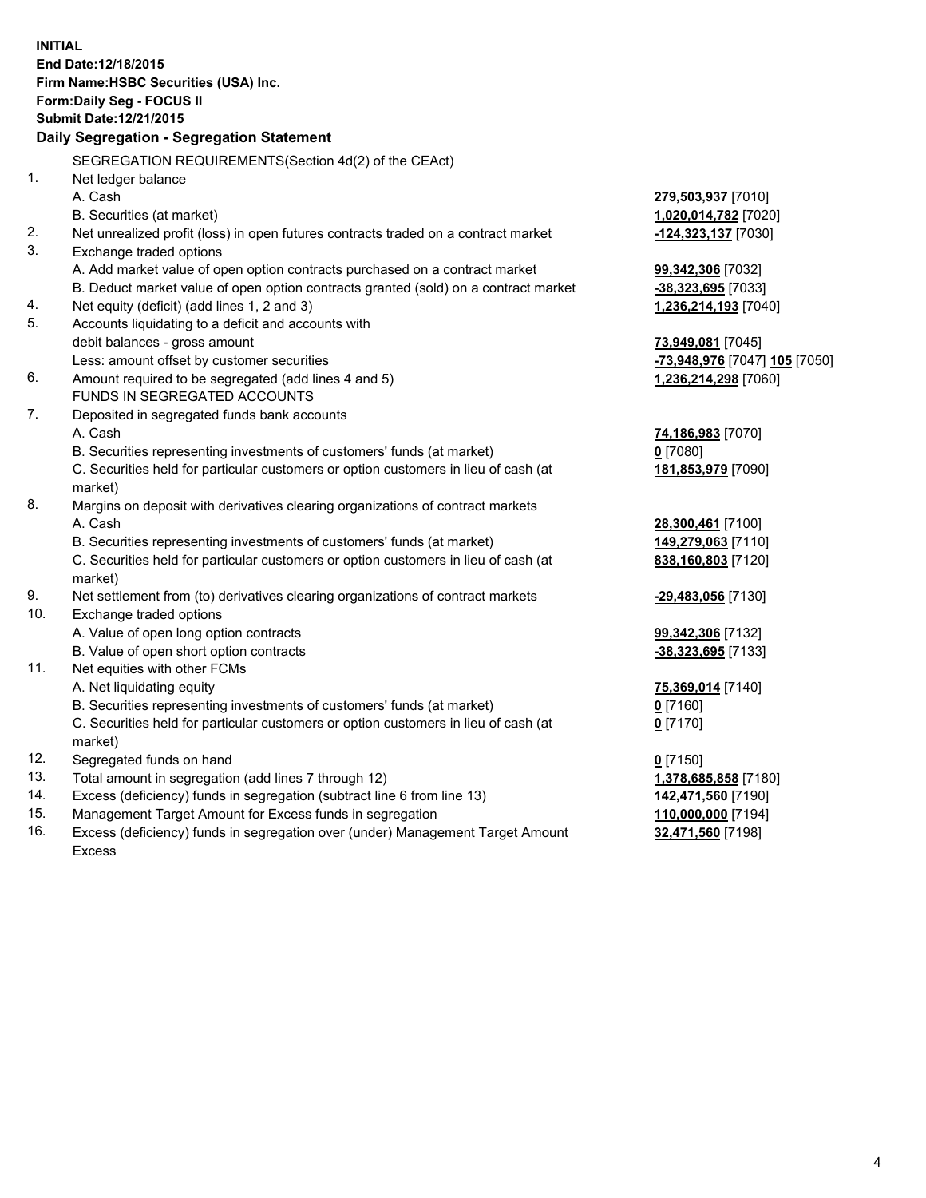**INITIAL**
**End Date:12/18/2015**
**Firm Name:HSBC Securities (USA) Inc.**
**Form:Daily Seg - FOCUS II**
**Submit Date:12/21/2015**

## Daily Segregation - Segregation Statement

SEGREGATION REQUIREMENTS(Section 4d(2) of the CEAct)

| | | |
|---|---|---|
| 1. | Net ledger balance | |
| | A. Cash | **279,503,937** [7010] |
| | B. Securities (at market) | **1,020,014,782** [7020] |
| 2. | Net unrealized profit (loss) in open futures contracts traded on a contract market | **-124,323,137** [7030] |
| 3. | Exchange traded options | |
| | A. Add market value of open option contracts purchased on a contract market | **99,342,306** [7032] |
| | B. Deduct market value of open option contracts granted (sold) on a contract market | **-38,323,695** [7033] |
| 4. | Net equity (deficit) (add lines 1, 2 and 3) | **1,236,214,193** [7040] |
| 5. | Accounts liquidating to a deficit and accounts with debit balances - gross amount | **73,949,081** [7045] |
| | Less: amount offset by customer securities | **-73,948,976** [7047] **105** [7050] |
| 6. | Amount required to be segregated (add lines 4 and 5) | **1,236,214,298** [7060] |
| | FUNDS IN SEGREGATED ACCOUNTS | |
| 7. | Deposited in segregated funds bank accounts | |
| | A. Cash | **74,186,983** [7070] |
| | B. Securities representing investments of customers' funds (at market) | **0** [7080] |
| | C. Securities held for particular customers or option customers in lieu of cash (at market) | **181,853,979** [7090] |
| 8. | Margins on deposit with derivatives clearing organizations of contract markets | |
| | A. Cash | **28,300,461** [7100] |
| | B. Securities representing investments of customers' funds (at market) | **149,279,063** [7110] |
| | C. Securities held for particular customers or option customers in lieu of cash (at market) | **838,160,803** [7120] |
| 9. | Net settlement from (to) derivatives clearing organizations of contract markets | **-29,483,056** [7130] |
| 10. | Exchange traded options | |
| | A. Value of open long option contracts | **99,342,306** [7132] |
| | B. Value of open short option contracts | **-38,323,695** [7133] |
| 11. | Net equities with other FCMs | |
| | A. Net liquidating equity | **75,369,014** [7140] |
| | B. Securities representing investments of customers' funds (at market) | **0** [7160] |
| | C. Securities held for particular customers or option customers in lieu of cash (at market) | **0** [7170] |
| 12. | Segregated funds on hand | **0** [7150] |
| 13. | Total amount in segregation (add lines 7 through 12) | **1,378,685,858** [7180] |
| 14. | Excess (deficiency) funds in segregation (subtract line 6 from line 13) | **142,471,560** [7190] |
| 15. | Management Target Amount for Excess funds in segregation | **110,000,000** [7194] |
| 16. | Excess (deficiency) funds in segregation over (under) Management Target Amount Excess | **32,471,560** [7198] |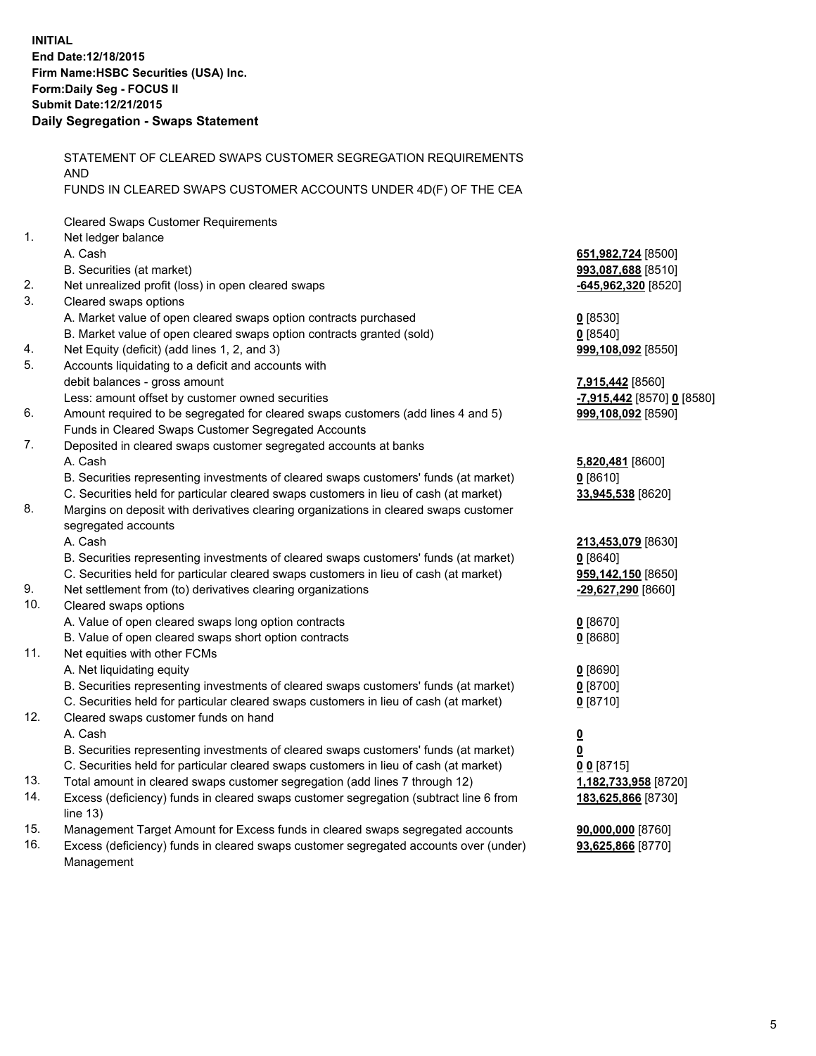**INITIAL**
**End Date:12/18/2015**
**Firm Name:HSBC Securities (USA) Inc.**
**Form:Daily Seg - FOCUS II**
**Submit Date:12/21/2015**
**Daily Segregation - Swaps Statement**

STATEMENT OF CLEARED SWAPS CUSTOMER SEGREGATION REQUIREMENTS AND FUNDS IN CLEARED SWAPS CUSTOMER ACCOUNTS UNDER 4D(F) OF THE CEA

| | | |
|---|---|---|
| | Cleared Swaps Customer Requirements | |
| 1. | Net ledger balance | |
| | A. Cash | **651,982,724** [8500] |
| | B. Securities (at market) | **993,087,688** [8510] |
| 2. | Net unrealized profit (loss) in open cleared swaps | **-645,962,320** [8520] |
| 3. | Cleared swaps options | |
| | A. Market value of open cleared swaps option contracts purchased | **0** [8530] |
| | B. Market value of open cleared swaps option contracts granted (sold) | **0** [8540] |
| 4. | Net Equity (deficit) (add lines 1, 2, and 3) | **999,108,092** [8550] |
| 5. | Accounts liquidating to a deficit and accounts with | |
| | debit balances - gross amount | **7,915,442** [8560] |
| | Less: amount offset by customer owned securities | **-7,915,442** [8570] **0** [8580] |
| 6. | Amount required to be segregated for cleared swaps customers (add lines 4 and 5) | **999,108,092** [8590] |
| | Funds in Cleared Swaps Customer Segregated Accounts | |
| 7. | Deposited in cleared swaps customer segregated accounts at banks | |
| | A. Cash | **5,820,481** [8600] |
| | B. Securities representing investments of cleared swaps customers' funds (at market) | **0** [8610] |
| | C. Securities held for particular cleared swaps customers in lieu of cash (at market) | **33,945,538** [8620] |
| 8. | Margins on deposit with derivatives clearing organizations in cleared swaps customer segregated accounts | |
| | A. Cash | **213,453,079** [8630] |
| | B. Securities representing investments of cleared swaps customers' funds (at market) | **0** [8640] |
| | C. Securities held for particular cleared swaps customers in lieu of cash (at market) | **959,142,150** [8650] |
| 9. | Net settlement from (to) derivatives clearing organizations | **-29,627,290** [8660] |
| 10. | Cleared swaps options | |
| | A. Value of open cleared swaps long option contracts | **0** [8670] |
| | B. Value of open cleared swaps short option contracts | **0** [8680] |
| 11. | Net equities with other FCMs | |
| | A. Net liquidating equity | **0** [8690] |
| | B. Securities representing investments of cleared swaps customers' funds (at market) | **0** [8700] |
| | C. Securities held for particular cleared swaps customers in lieu of cash (at market) | **0** [8710] |
| 12. | Cleared swaps customer funds on hand | |
| | A. Cash | **0** |
| | B. Securities representing investments of cleared swaps customers' funds (at market) | **0** |
| | C. Securities held for particular cleared swaps customers in lieu of cash (at market) | **0** **0** [8715] |
| 13. | Total amount in cleared swaps customer segregation (add lines 7 through 12) | **1,182,733,958** [8720] |
| 14. | Excess (deficiency) funds in cleared swaps customer segregation (subtract line 6 from line 13) | **183,625,866** [8730] |
| 15. | Management Target Amount for Excess funds in cleared swaps segregated accounts | **90,000,000** [8760] |
| 16. | Excess (deficiency) funds in cleared swaps customer segregated accounts over (under) Management | **93,625,866** [8770] |